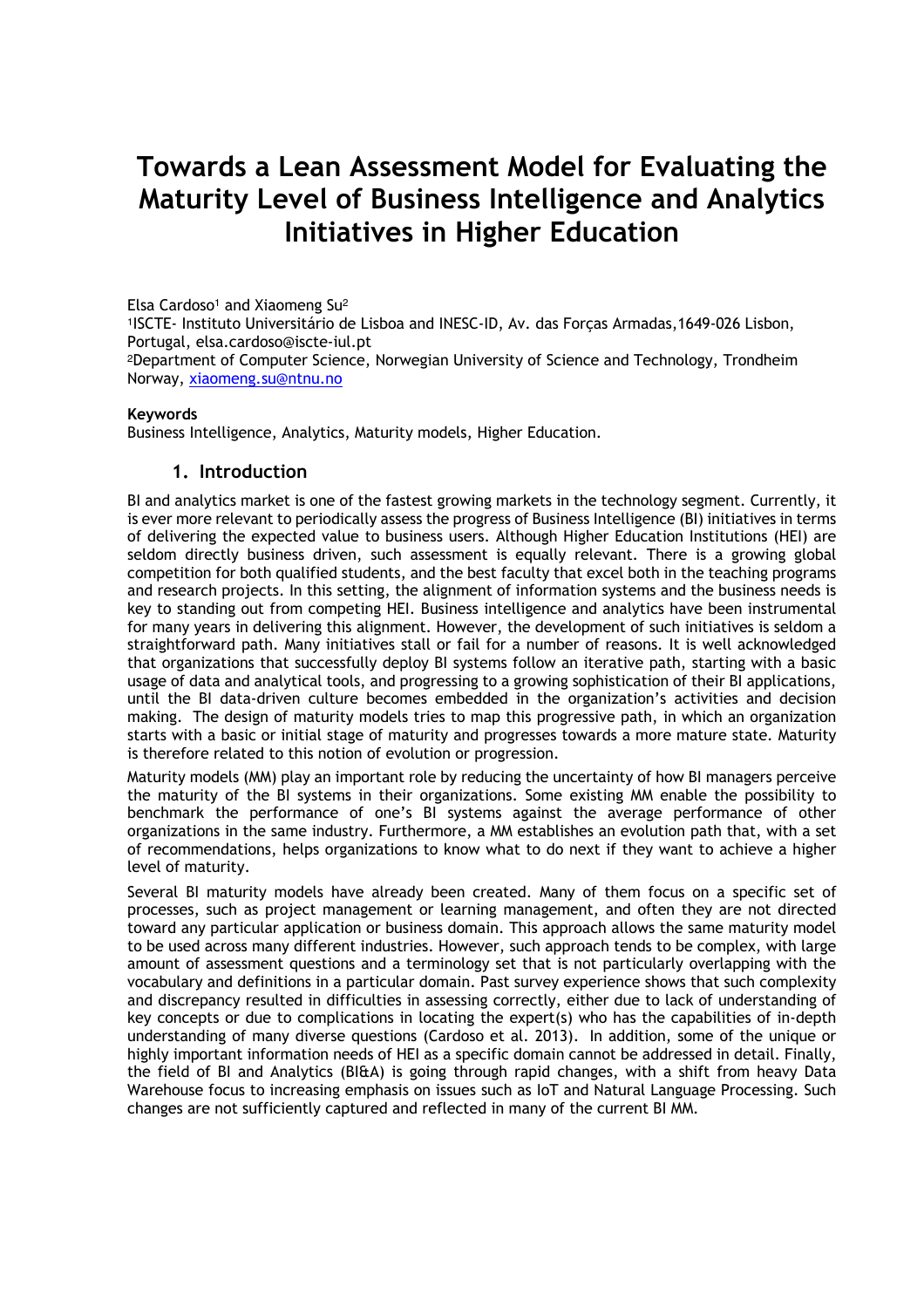# Towards a Lean Assessment Model for Evaluating the Maturity Level of Business Intelligence and Analytics Initiatives in Higher Education

Elsa Cardoso[1] and Xiaomeng Su[2]

[1]ISCTE- Instituto Universitário de Lisboa and INESC-ID, Av. das Forças Armadas,1649-026 Lisbon, Portugal, elsa.cardoso@iscte-iul.pt

[2]Department of Computer Science, Norwegian University of Science and Technology, Trondheim Norway, xiaomeng.su@ntnu.no

**Keywords**

Business Intelligence, Analytics, Maturity models, Higher Education.

## 1. Introduction

BI and analytics market is one of the fastest growing markets in the technology segment. Currently, it is ever more relevant to periodically assess the progress of Business Intelligence (BI) initiatives in terms of delivering the expected value to business users. Although Higher Education Institutions (HEI) are seldom directly business driven, such assessment is equally relevant. There is a growing global competition for both qualified students, and the best faculty that excel both in the teaching programs and research projects. In this setting, the alignment of information systems and the business needs is key to standing out from competing HEI. Business intelligence and analytics have been instrumental for many years in delivering this alignment. However, the development of such initiatives is seldom a straightforward path. Many initiatives stall or fail for a number of reasons. It is well acknowledged that organizations that successfully deploy BI systems follow an iterative path, starting with a basic usage of data and analytical tools, and progressing to a growing sophistication of their BI applications, until the BI data-driven culture becomes embedded in the organization's activities and decision making. The design of maturity models tries to map this progressive path, in which an organization starts with a basic or initial stage of maturity and progresses towards a more mature state. Maturity is therefore related to this notion of evolution or progression.

Maturity models (MM) play an important role by reducing the uncertainty of how BI managers perceive the maturity of the BI systems in their organizations. Some existing MM enable the possibility to benchmark the performance of one's BI systems against the average performance of other organizations in the same industry. Furthermore, a MM establishes an evolution path that, with a set of recommendations, helps organizations to know what to do next if they want to achieve a higher level of maturity.

Several BI maturity models have already been created. Many of them focus on a specific set of processes, such as project management or learning management, and often they are not directed toward any particular application or business domain. This approach allows the same maturity model to be used across many different industries. However, such approach tends to be complex, with large amount of assessment questions and a terminology set that is not particularly overlapping with the vocabulary and definitions in a particular domain. Past survey experience shows that such complexity and discrepancy resulted in difficulties in assessing correctly, either due to lack of understanding of key concepts or due to complications in locating the expert(s) who has the capabilities of in-depth understanding of many diverse questions (Cardoso et al. 2013). In addition, some of the unique or highly important information needs of HEI as a specific domain cannot be addressed in detail. Finally, the field of BI and Analytics (BI&A) is going through rapid changes, with a shift from heavy Data Warehouse focus to increasing emphasis on issues such as IoT and Natural Language Processing. Such changes are not sufficiently captured and reflected in many of the current BI MM.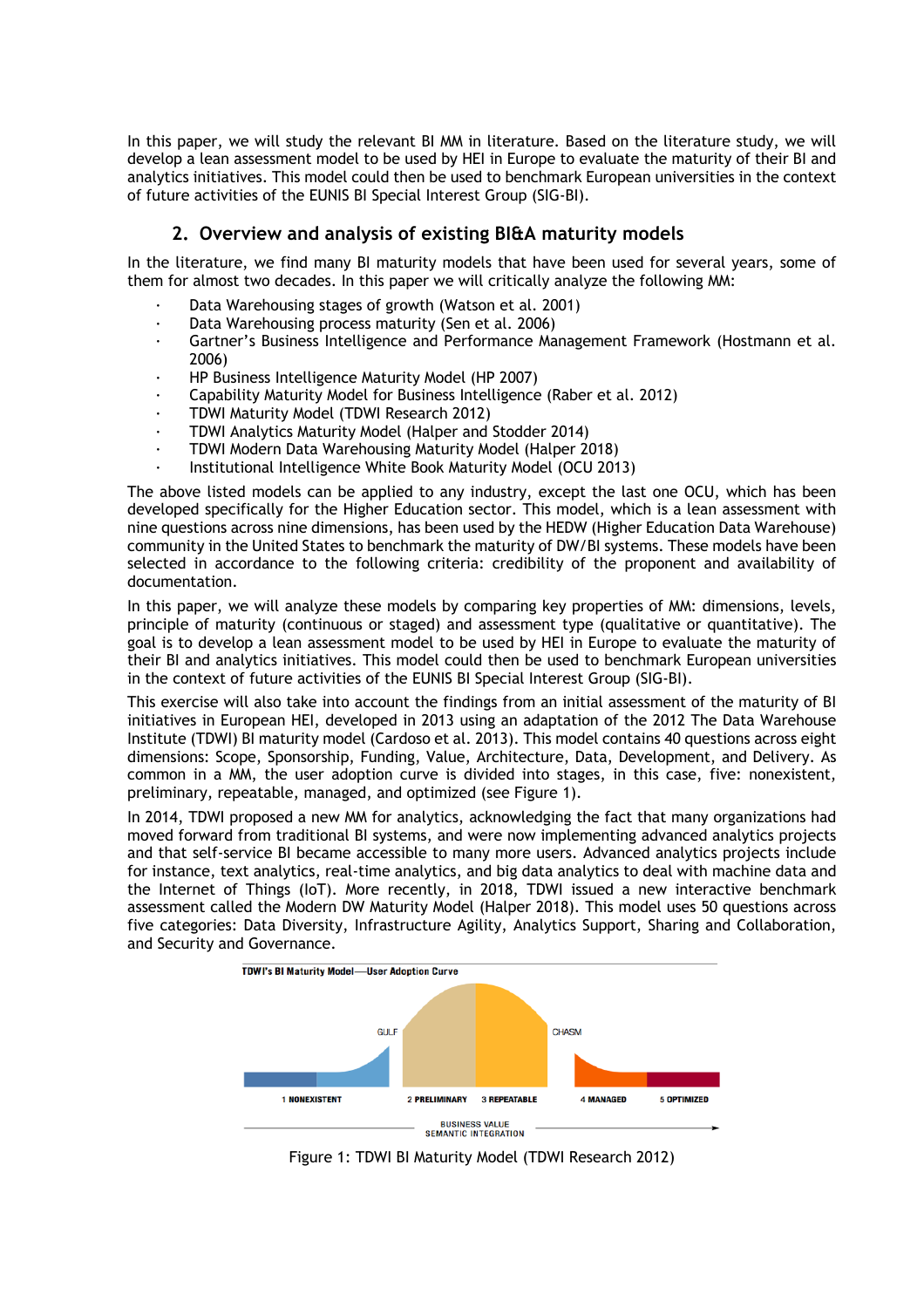In this paper, we will study the relevant BI MM in literature. Based on the literature study, we will develop a lean assessment model to be used by HEI in Europe to evaluate the maturity of their BI and analytics initiatives. This model could then be used to benchmark European universities in the context of future activities of the EUNIS BI Special Interest Group (SIG-BI).

## 2. Overview and analysis of existing BI&A maturity models

In the literature, we find many BI maturity models that have been used for several years, some of them for almost two decades. In this paper we will critically analyze the following MM:

- Data Warehousing stages of growth (Watson et al. 2001)
- Data Warehousing process maturity (Sen et al. 2006)
- Gartner's Business Intelligence and Performance Management Framework (Hostmann et al. 2006)
- HP Business Intelligence Maturity Model (HP 2007)
- Capability Maturity Model for Business Intelligence (Raber et al. 2012)
- TDWI Maturity Model (TDWI Research 2012)
- TDWI Analytics Maturity Model (Halper and Stodder 2014)
- TDWI Modern Data Warehousing Maturity Model (Halper 2018)
- Institutional Intelligence White Book Maturity Model (OCU 2013)

The above listed models can be applied to any industry, except the last one OCU, which has been developed specifically for the Higher Education sector. This model, which is a lean assessment with nine questions across nine dimensions, has been used by the HEDW (Higher Education Data Warehouse) community in the United States to benchmark the maturity of DW/BI systems. These models have been selected in accordance to the following criteria: credibility of the proponent and availability of documentation.

In this paper, we will analyze these models by comparing key properties of MM: dimensions, levels, principle of maturity (continuous or staged) and assessment type (qualitative or quantitative). The goal is to develop a lean assessment model to be used by HEI in Europe to evaluate the maturity of their BI and analytics initiatives. This model could then be used to benchmark European universities in the context of future activities of the EUNIS BI Special Interest Group (SIG-BI).

This exercise will also take into account the findings from an initial assessment of the maturity of BI initiatives in European HEI, developed in 2013 using an adaptation of the 2012 The Data Warehouse Institute (TDWI) BI maturity model (Cardoso et al. 2013). This model contains 40 questions across eight dimensions: Scope, Sponsorship, Funding, Value, Architecture, Data, Development, and Delivery. As common in a MM, the user adoption curve is divided into stages, in this case, five: nonexistent, preliminary, repeatable, managed, and optimized (see Figure 1).

In 2014, TDWI proposed a new MM for analytics, acknowledging the fact that many organizations had moved forward from traditional BI systems, and were now implementing advanced analytics projects and that self-service BI became accessible to many more users. Advanced analytics projects include for instance, text analytics, real-time analytics, and big data analytics to deal with machine data and the Internet of Things (IoT). More recently, in 2018, TDWI issued a new interactive benchmark assessment called the Modern DW Maturity Model (Halper 2018). This model uses 50 questions across five categories: Data Diversity, Infrastructure Agility, Analytics Support, Sharing and Collaboration, and Security and Governance.

TDWI's BI Maturity Model—User Adoption Curve

GULF

CHASM

1 NONEXISTENT

2 PRELIMINARY

3 REPEATABLE

4 MANAGED

5 OPTIMIZED

BUSINESS VALUE
SEMANTIC INTEGRATION

Figure 1: TDWI BI Maturity Model (TDWI Research 2012)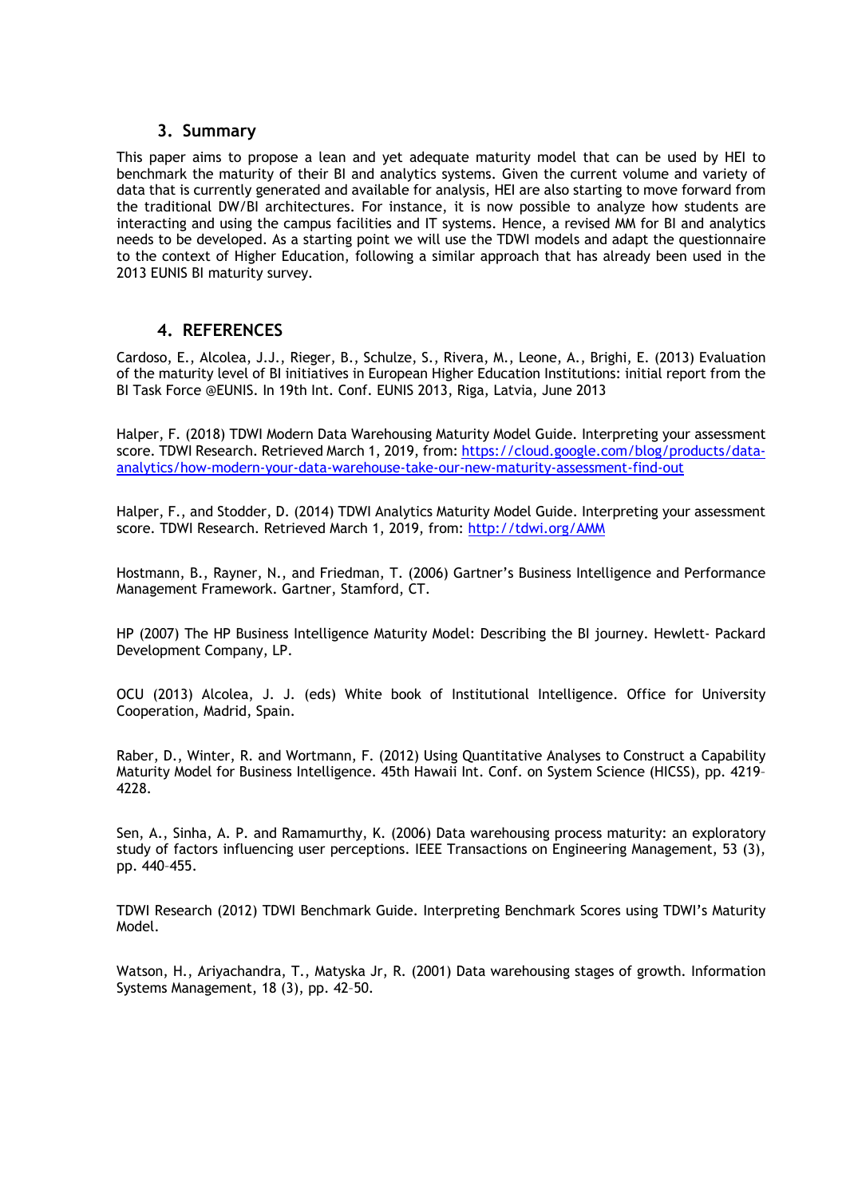## 3. Summary

This paper aims to propose a lean and yet adequate maturity model that can be used by HEI to benchmark the maturity of their BI and analytics systems. Given the current volume and variety of data that is currently generated and available for analysis, HEI are also starting to move forward from the traditional DW/BI architectures. For instance, it is now possible to analyze how students are interacting and using the campus facilities and IT systems. Hence, a revised MM for BI and analytics needs to be developed. As a starting point we will use the TDWI models and adapt the questionnaire to the context of Higher Education, following a similar approach that has already been used in the 2013 EUNIS BI maturity survey.

## 4. REFERENCES

Cardoso, E., Alcolea, J.J., Rieger, B., Schulze, S., Rivera, M., Leone, A., Brighi, E. (2013) Evaluation of the maturity level of BI initiatives in European Higher Education Institutions: initial report from the BI Task Force @EUNIS. In 19th Int. Conf. EUNIS 2013, Riga, Latvia, June 2013

Halper, F. (2018) TDWI Modern Data Warehousing Maturity Model Guide. Interpreting your assessment score. TDWI Research. Retrieved March 1, 2019, from: [https://cloud.google.com/blog/products/data-analytics/how-modern-your-data-warehouse-take-our-new-maturity-assessment-find-out](https://cloud.google.com/blog/products/data-analytics/how-modern-your-data-warehouse-take-our-new-maturity-assessment-find-out)

Halper, F., and Stodder, D. (2014) TDWI Analytics Maturity Model Guide. Interpreting your assessment score. TDWI Research. Retrieved March 1, 2019, from: [http://tdwi.org/AMM](http://tdwi.org/AMM)

Hostmann, B., Rayner, N., and Friedman, T. (2006) Gartner's Business Intelligence and Performance Management Framework. Gartner, Stamford, CT.

HP (2007) The HP Business Intelligence Maturity Model: Describing the BI journey. Hewlett- Packard Development Company, LP.

OCU (2013) Alcolea, J. J. (eds) White book of Institutional Intelligence. Office for University Cooperation, Madrid, Spain.

Raber, D., Winter, R. and Wortmann, F. (2012) Using Quantitative Analyses to Construct a Capability Maturity Model for Business Intelligence. 45th Hawaii Int. Conf. on System Science (HICSS), pp. 4219–4228.

Sen, A., Sinha, A. P. and Ramamurthy, K. (2006) Data warehousing process maturity: an exploratory study of factors influencing user perceptions. IEEE Transactions on Engineering Management, 53 (3), pp. 440–455.

TDWI Research (2012) TDWI Benchmark Guide. Interpreting Benchmark Scores using TDWI's Maturity Model.

Watson, H., Ariyachandra, T., Matyska Jr, R. (2001) Data warehousing stages of growth. Information Systems Management, 18 (3), pp. 42–50.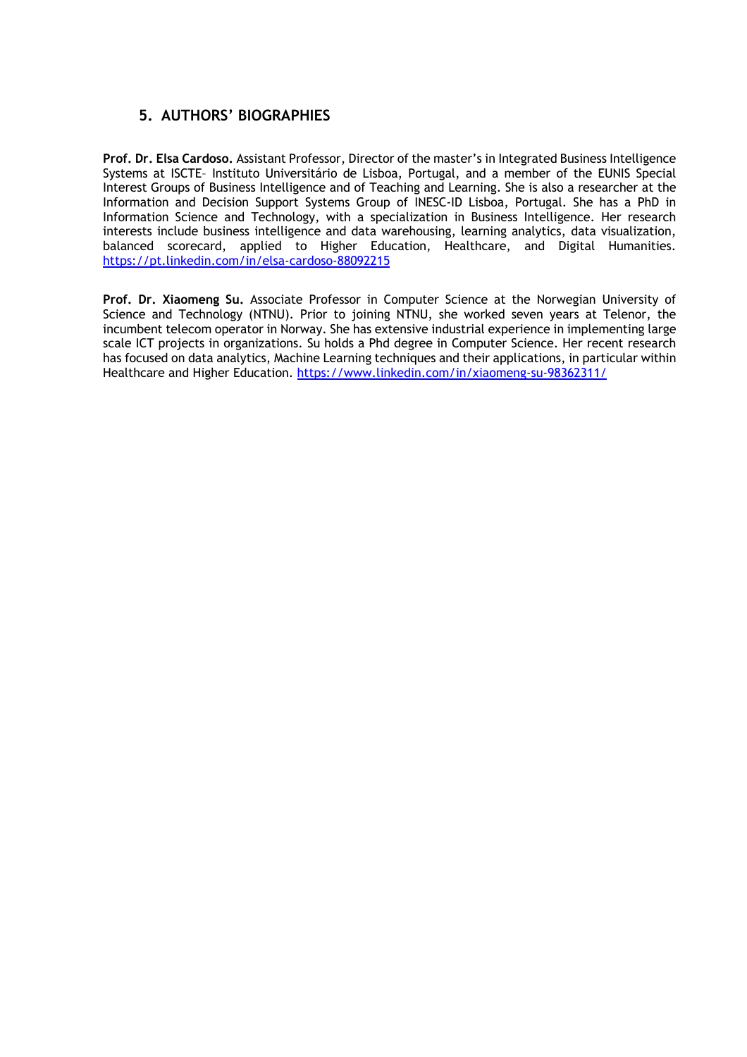## 5. AUTHORS' BIOGRAPHIES

**Prof. Dr. Elsa Cardoso.** Assistant Professor, Director of the master's in Integrated Business Intelligence Systems at ISCTE– Instituto Universitário de Lisboa, Portugal, and a member of the EUNIS Special Interest Groups of Business Intelligence and of Teaching and Learning. She is also a researcher at the Information and Decision Support Systems Group of INESC-ID Lisboa, Portugal. She has a PhD in Information Science and Technology, with a specialization in Business Intelligence. Her research interests include business intelligence and data warehousing, learning analytics, data visualization, balanced scorecard, applied to Higher Education, Healthcare, and Digital Humanities. https://pt.linkedin.com/in/elsa-cardoso-88092215

**Prof. Dr. Xiaomeng Su.** Associate Professor in Computer Science at the Norwegian University of Science and Technology (NTNU). Prior to joining NTNU, she worked seven years at Telenor, the incumbent telecom operator in Norway. She has extensive industrial experience in implementing large scale ICT projects in organizations. Su holds a Phd degree in Computer Science. Her recent research has focused on data analytics, Machine Learning techniques and their applications, in particular within Healthcare and Higher Education. https://www.linkedin.com/in/xiaomeng-su-98362311/